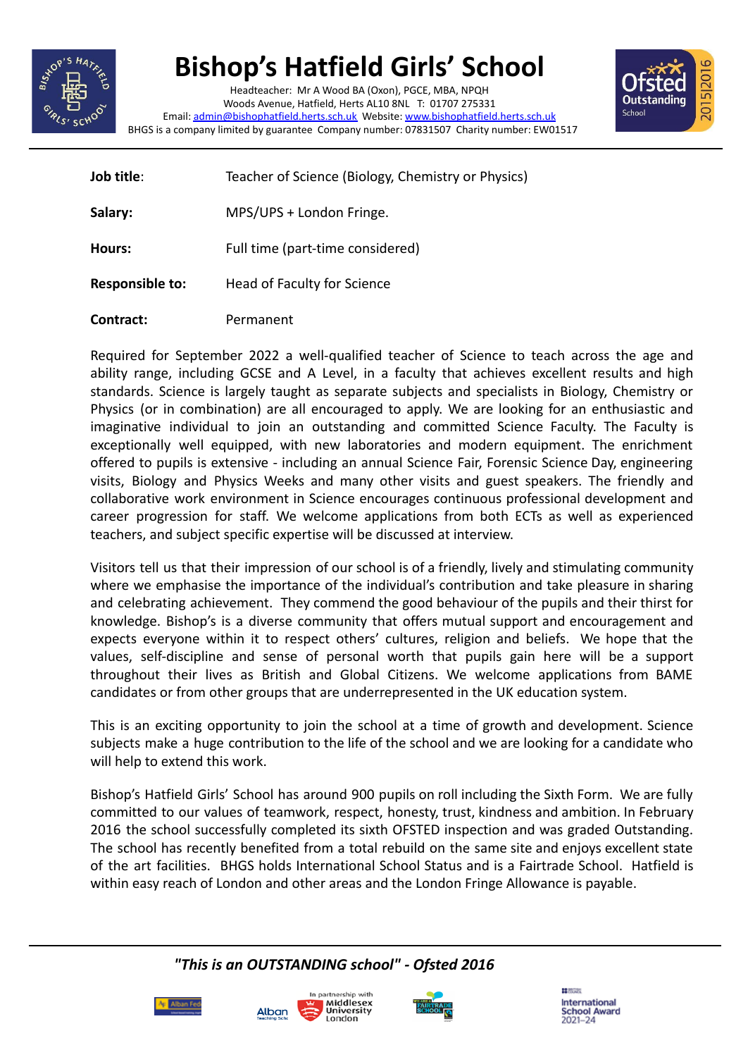# Bishop's Hatfield Girls' School

Headteacher: Mr A Wood BA (Oxon), PGCE, MBA, NPQH
Woods Avenue, Hatfield, Herts AL10 8NL T: 01707 275331
Email: admin@bishophatfield.herts.sch.uk Website: www.bishophatfield.herts.sch.uk
BHGS is a company limited by guarantee Company number: 07831507 Charity number: EW01517

| | |
|---|---|
| **Job title**: | Teacher of Science (Biology, Chemistry or Physics) |
| **Salary:** | MPS/UPS + London Fringe. |
| **Hours:** | Full time (part-time considered) |
| **Responsible to:** | Head of Faculty for Science |
| **Contract:** | Permanent |

Required for September 2022 a well-qualified teacher of Science to teach across the age and ability range, including GCSE and A Level, in a faculty that achieves excellent results and high standards. Science is largely taught as separate subjects and specialists in Biology, Chemistry or Physics (or in combination) are all encouraged to apply. We are looking for an enthusiastic and imaginative individual to join an outstanding and committed Science Faculty. The Faculty is exceptionally well equipped, with new laboratories and modern equipment. The enrichment offered to pupils is extensive - including an annual Science Fair, Forensic Science Day, engineering visits, Biology and Physics Weeks and many other visits and guest speakers. The friendly and collaborative work environment in Science encourages continuous professional development and career progression for staff. We welcome applications from both ECTs as well as experienced teachers, and subject specific expertise will be discussed at interview.

Visitors tell us that their impression of our school is of a friendly, lively and stimulating community where we emphasise the importance of the individual's contribution and take pleasure in sharing and celebrating achievement. They commend the good behaviour of the pupils and their thirst for knowledge. Bishop's is a diverse community that offers mutual support and encouragement and expects everyone within it to respect others' cultures, religion and beliefs. We hope that the values, self-discipline and sense of personal worth that pupils gain here will be a support throughout their lives as British and Global Citizens. We welcome applications from BAME candidates or from other groups that are underrepresented in the UK education system.

This is an exciting opportunity to join the school at a time of growth and development. Science subjects make a huge contribution to the life of the school and we are looking for a candidate who will help to extend this work.

Bishop's Hatfield Girls' School has around 900 pupils on roll including the Sixth Form. We are fully committed to our values of teamwork, respect, honesty, trust, kindness and ambition. In February 2016 the school successfully completed its sixth OFSTED inspection and was graded Outstanding. The school has recently benefited from a total rebuild on the same site and enjoys excellent state of the art facilities. BHGS holds International School Status and is a Fairtrade School. Hatfield is within easy reach of London and other areas and the London Fringe Allowance is payable.

*"This is an OUTSTANDING school" - Ofsted 2016*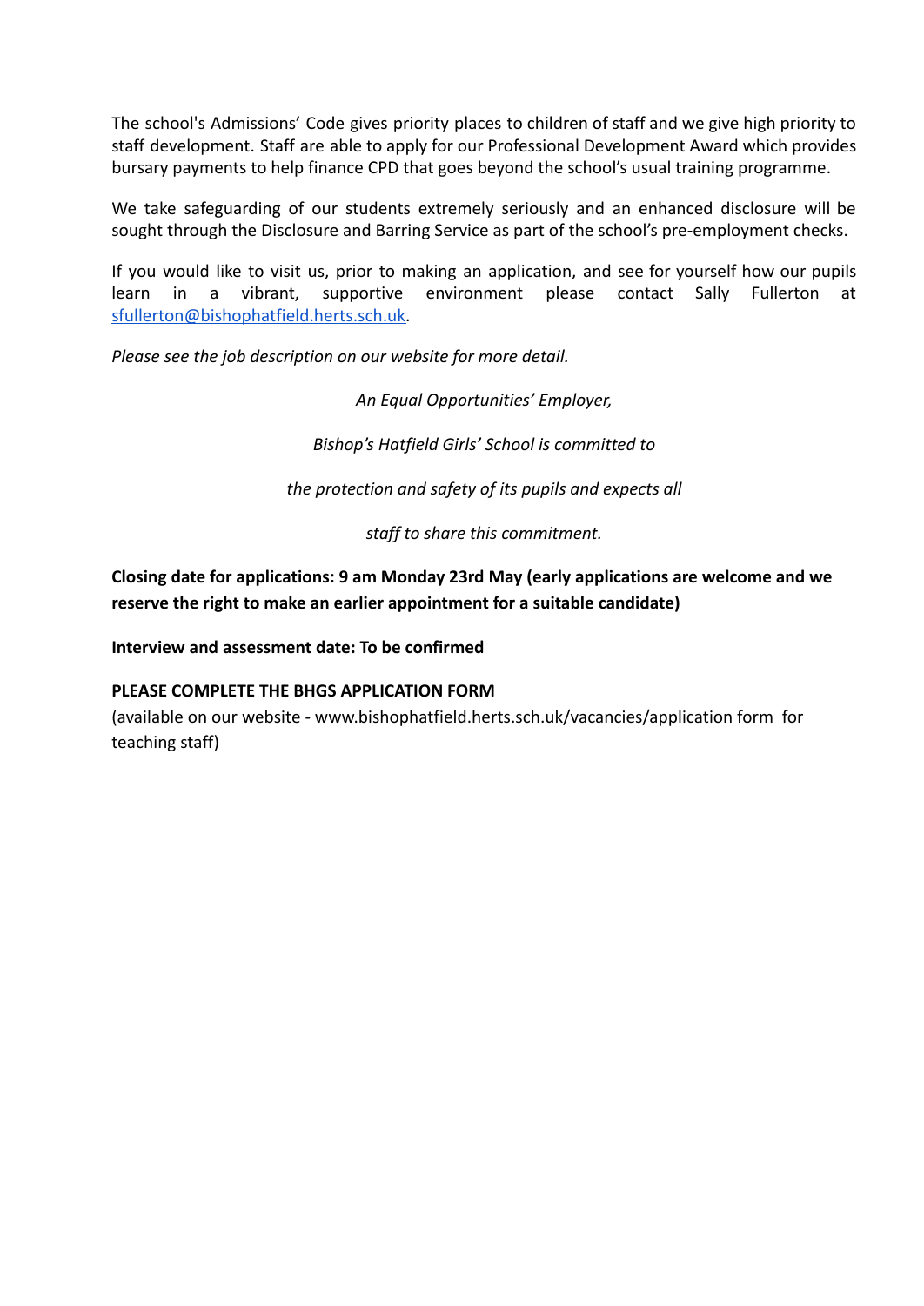The school's Admissions' Code gives priority places to children of staff and we give high priority to staff development. Staff are able to apply for our Professional Development Award which provides bursary payments to help finance CPD that goes beyond the school's usual training programme.

We take safeguarding of our students extremely seriously and an enhanced disclosure will be sought through the Disclosure and Barring Service as part of the school's pre-employment checks.

If you would like to visit us, prior to making an application, and see for yourself how our pupils learn in a vibrant, supportive environment please contact Sally Fullerton at [sfullerton@bishophatfield.herts.sch.uk](mailto:sfullerton@bishophatfield.herts.sch.uk).

*Please see the job description on our website for more detail.*

*An Equal Opportunities' Employer,*

*Bishop's Hatfield Girls' School is committed to*

*the protection and safety of its pupils and expects all*

*staff to share this commitment.*

**Closing date for applications: 9 am Monday 23rd May (early applications are welcome and we reserve the right to make an earlier appointment for a suitable candidate)**

**Interview and assessment date: To be confirmed**

**PLEASE COMPLETE THE BHGS APPLICATION FORM**
(available on our website - www.bishophatfield.herts.sch.uk/vacancies/application form for teaching staff)